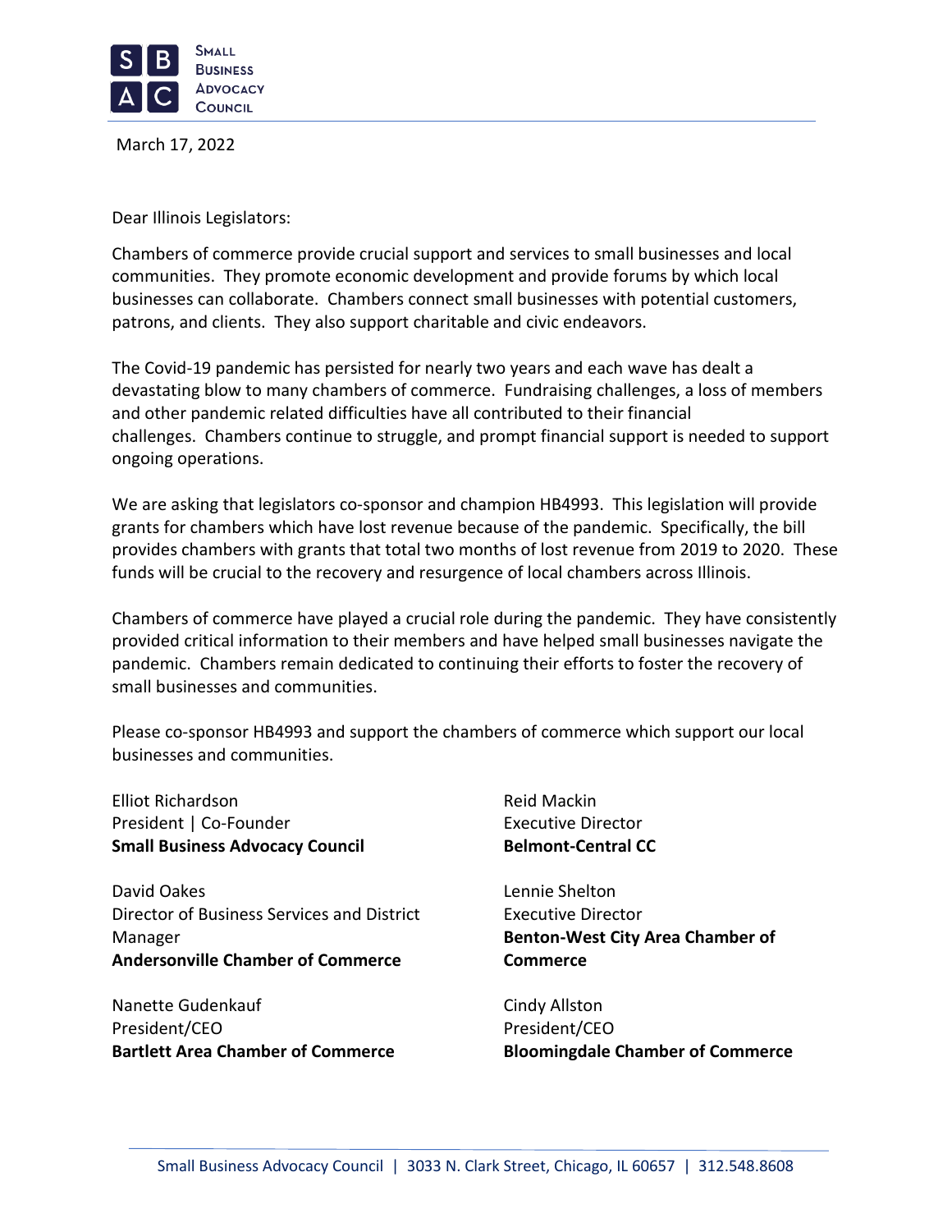**SMALL BUSINESS ADVOCACY COUNCIL**

March 17, 2022

Dear Illinois Legislators:

Chambers of commerce provide crucial support and services to small businesses and local communities. They promote economic development and provide forums by which local businesses can collaborate. Chambers connect small businesses with potential customers, patrons, and clients. They also support charitable and civic endeavors.

The Covid-19 pandemic has persisted for nearly two years and each wave has dealt a devastating blow to many chambers of commerce. Fundraising challenges, a loss of members and other pandemic related difficulties have all contributed to their financial challenges. Chambers continue to struggle, and prompt financial support is needed to support ongoing operations.

We are asking that legislators co-sponsor and champion HB4993. This legislation will provide grants for chambers which have lost revenue because of the pandemic. Specifically, the bill provides chambers with grants that total two months of lost revenue from 2019 to 2020. These funds will be crucial to the recovery and resurgence of local chambers across Illinois.

Chambers of commerce have played a crucial role during the pandemic. They have consistently provided critical information to their members and have helped small businesses navigate the pandemic. Chambers remain dedicated to continuing their efforts to foster the recovery of small businesses and communities.

Please co-sponsor HB4993 and support the chambers of commerce which support our local businesses and communities.

Elliot Richardson
President | Co-Founder
**Small Business Advocacy Council**

David Oakes
Director of Business Services and District Manager
**Andersonville Chamber of Commerce**

Nanette Gudenkauf
President/CEO
**Bartlett Area Chamber of Commerce**

Reid Mackin
Executive Director
**Belmont-Central CC**

Lennie Shelton
Executive Director
**Benton-West City Area Chamber of Commerce**

Cindy Allston
President/CEO
**Bloomingdale Chamber of Commerce**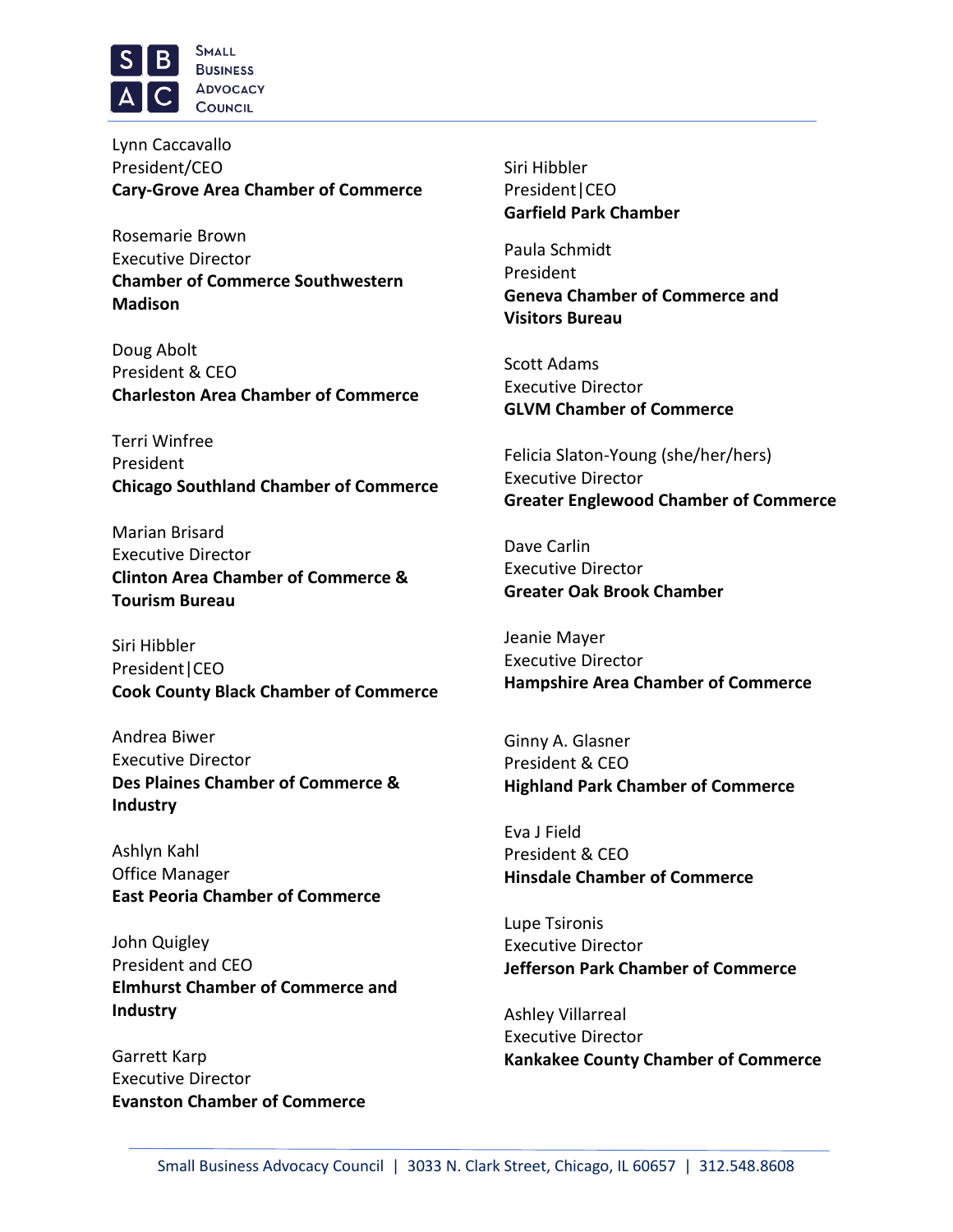Lynn Caccavallo
President/CEO
**Cary-Grove Area Chamber of Commerce**

Rosemarie Brown
Executive Director
**Chamber of Commerce Southwestern Madison**

Doug Abolt
President & CEO
**Charleston Area Chamber of Commerce**

Terri Winfree
President
**Chicago Southland Chamber of Commerce**

Marian Brisard
Executive Director
**Clinton Area Chamber of Commerce & Tourism Bureau**

Siri Hibbler
President|CEO
**Cook County Black Chamber of Commerce**

Andrea Biwer
Executive Director
**Des Plaines Chamber of Commerce & Industry**

Ashlyn Kahl
Office Manager
**East Peoria Chamber of Commerce**

John Quigley
President and CEO
**Elmhurst Chamber of Commerce and Industry**

Garrett Karp
Executive Director
**Evanston Chamber of Commerce**

Siri Hibbler
President|CEO
**Garfield Park Chamber**

Paula Schmidt
President
**Geneva Chamber of Commerce and Visitors Bureau**

Scott Adams
Executive Director
**GLVM Chamber of Commerce**

Felicia Slaton-Young (she/her/hers)
Executive Director
**Greater Englewood Chamber of Commerce**

Dave Carlin
Executive Director
**Greater Oak Brook Chamber**

Jeanie Mayer
Executive Director
**Hampshire Area Chamber of Commerce**

Ginny A. Glasner
President & CEO
**Highland Park Chamber of Commerce**

Eva J Field
President & CEO
**Hinsdale Chamber of Commerce**

Lupe Tsironis
Executive Director
**Jefferson Park Chamber of Commerce**

Ashley Villarreal
Executive Director
**Kankakee County Chamber of Commerce**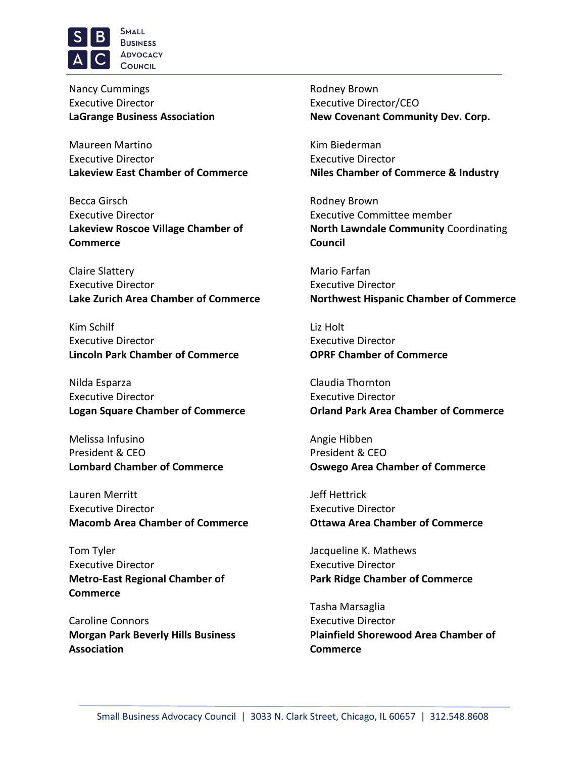Nancy Cummings
Executive Director
**LaGrange Business Association**

Maureen Martino
Executive Director
**Lakeview East Chamber of Commerce**

Becca Girsch
Executive Director
**Lakeview Roscoe Village Chamber of Commerce**

Claire Slattery
Executive Director
**Lake Zurich Area Chamber of Commerce**

Kim Schilf
Executive Director
**Lincoln Park Chamber of Commerce**

Nilda Esparza
Executive Director
**Logan Square Chamber of Commerce**

Melissa Infusino
President & CEO
**Lombard Chamber of Commerce**

Lauren Merritt
Executive Director
**Macomb Area Chamber of Commerce**

Tom Tyler
Executive Director
**Metro-East Regional Chamber of Commerce**

Caroline Connors
**Morgan Park Beverly Hills Business Association**

Rodney Brown
Executive Director/CEO
**New Covenant Community Dev. Corp.**

Kim Biederman
Executive Director
**Niles Chamber of Commerce & Industry**

Rodney Brown
Executive Committee member
**North Lawndale Community** Coordinating **Council**

Mario Farfan
Executive Director
**Northwest Hispanic Chamber of Commerce**

Liz Holt
Executive Director
**OPRF Chamber of Commerce**

Claudia Thornton
Executive Director
**Orland Park Area Chamber of Commerce**

Angie Hibben
President & CEO
**Oswego Area Chamber of Commerce**

Jeff Hettrick
Executive Director
**Ottawa Area Chamber of Commerce**

Jacqueline K. Mathews
Executive Director
**Park Ridge Chamber of Commerce**

Tasha Marsaglia
Executive Director
**Plainfield Shorewood Area Chamber of Commerce**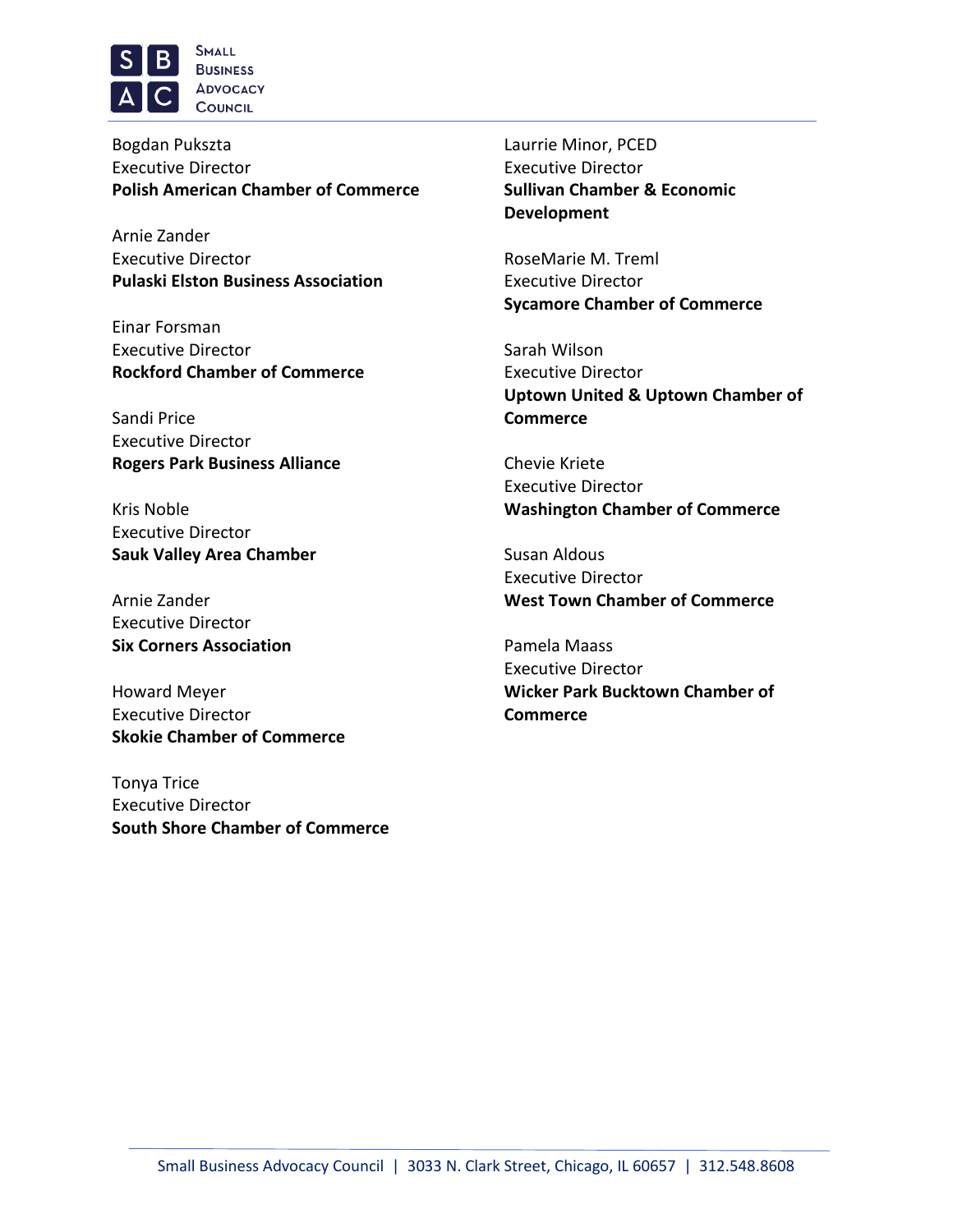Bogdan Pukszta
Executive Director
**Polish American Chamber of Commerce**

Arnie Zander
Executive Director
**Pulaski Elston Business Association**

Einar Forsman
Executive Director
**Rockford Chamber of Commerce**

Sandi Price
Executive Director
**Rogers Park Business Alliance**

Kris Noble
Executive Director
**Sauk Valley Area Chamber**

Arnie Zander
Executive Director
**Six Corners Association**

Howard Meyer
Executive Director
**Skokie Chamber of Commerce**

Tonya Trice
Executive Director
**South Shore Chamber of Commerce**

Laurrie Minor, PCED
Executive Director
**Sullivan Chamber & Economic Development**

RoseMarie M. Treml
Executive Director
**Sycamore Chamber of Commerce**

Sarah Wilson
Executive Director
**Uptown United & Uptown Chamber of Commerce**

Chevie Kriete
Executive Director
**Washington Chamber of Commerce**

Susan Aldous
Executive Director
**West Town Chamber of Commerce**

Pamela Maass
Executive Director
**Wicker Park Bucktown Chamber of Commerce**